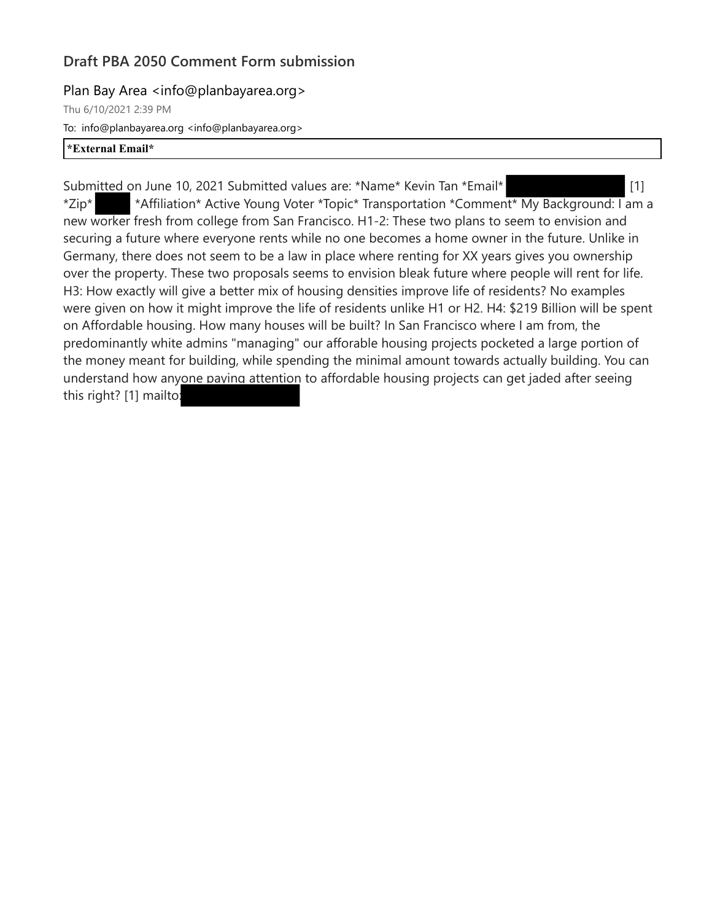## Draft PBA 2050 Comment Form submission

Plan Bay Area <info@planbayarea.org>

Thu 6/10/2021 2:39 PM

To: info@planbayarea.org <info@planbayarea.org>

**\*External Email\***

Submitted on June 10, 2021 Submitted values are: *Name* Kevin Tan *Email* [1] *Zip* *Affiliation* Active Young Voter *Topic* Transportation *Comment* My Background: I am a new worker fresh from college from San Francisco. H1-2: These two plans to seem to envision and securing a future where everyone rents while no one becomes a home owner in the future. Unlike in Germany, there does not seem to be a law in place where renting for XX years gives you ownership over the property. These two proposals seems to envision bleak future where people will rent for life. H3: How exactly will give a better mix of housing densities improve life of residents? No examples were given on how it might improve the life of residents unlike H1 or H2. H4: $219 Billion will be spent on Affordable housing. How many houses will be built? In San Francisco where I am from, the predominantly white admins "managing" our afforable housing projects pocketed a large portion of the money meant for building, while spending the minimal amount towards actually building. You can understand how anyone paying attention to affordable housing projects can get jaded after seeing this right? [1] mailto: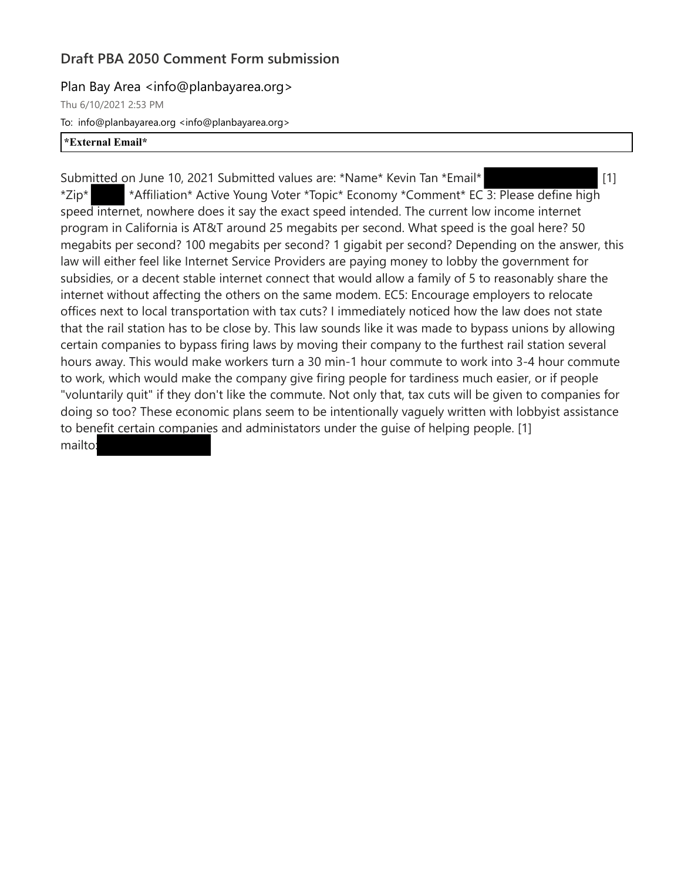## Draft PBA 2050 Comment Form submission

Plan Bay Area <info@planbayarea.org>

Thu 6/10/2021 2:53 PM

To: info@planbayarea.org <info@planbayarea.org>

**\*External Email\***

Submitted on June 10, 2021 Submitted values are: *Name* Kevin Tan *Email* [1] *Zip* *Affiliation* Active Young Voter *Topic* Economy *Comment* EC 3: Please define high speed internet, nowhere does it say the exact speed intended. The current low income internet program in California is AT&T around 25 megabits per second. What speed is the goal here? 50 megabits per second? 100 megabits per second? 1 gigabit per second? Depending on the answer, this law will either feel like Internet Service Providers are paying money to lobby the government for subsidies, or a decent stable internet connect that would allow a family of 5 to reasonably share the internet without affecting the others on the same modem. EC5: Encourage employers to relocate offices next to local transportation with tax cuts? I immediately noticed how the law does not state that the rail station has to be close by. This law sounds like it was made to bypass unions by allowing certain companies to bypass firing laws by moving their company to the furthest rail station several hours away. This would make workers turn a 30 min-1 hour commute to work into 3-4 hour commute to work, which would make the company give firing people for tardiness much easier, or if people "voluntarily quit" if they don't like the commute. Not only that, tax cuts will be given to companies for doing so too? These economic plans seem to be intentionally vaguely written with lobbyist assistance to benefit certain companies and administators under the guise of helping people. [1] mailto: